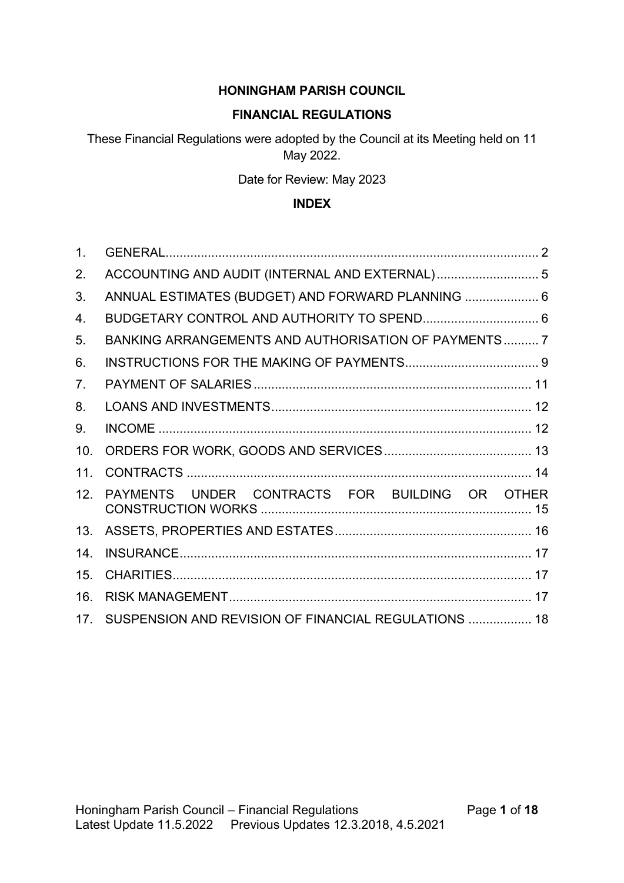# HONINGHAM PARISH COUNCIL

## FINANCIAL REGULATIONS

These Financial Regulations were adopted by the Council at its Meeting held on 11 May 2022.

Date for Review: May 2023

### INDEX

1. GENERAL .......... 2
2. ACCOUNTING AND AUDIT (INTERNAL AND EXTERNAL) .......... 5
3. ANNUAL ESTIMATES (BUDGET) AND FORWARD PLANNING .......... 6
4. BUDGETARY CONTROL AND AUTHORITY TO SPEND .......... 6
5. BANKING ARRANGEMENTS AND AUTHORISATION OF PAYMENTS .......... 7
6. INSTRUCTIONS FOR THE MAKING OF PAYMENTS .......... 9
7. PAYMENT OF SALARIES .......... 11
8. LOANS AND INVESTMENTS .......... 12
9. INCOME .......... 12
10. ORDERS FOR WORK, GOODS AND SERVICES .......... 13
11. CONTRACTS .......... 14
12. PAYMENTS UNDER CONTRACTS FOR BUILDING OR OTHER CONSTRUCTION WORKS .......... 15
13. ASSETS, PROPERTIES AND ESTATES .......... 16
14. INSURANCE .......... 17
15. CHARITIES .......... 17
16. RISK MANAGEMENT .......... 17
17. SUSPENSION AND REVISION OF FINANCIAL REGULATIONS .......... 18

Latest Update 11.5.2022 Previous Updates 12.3.2018, 4.5.2021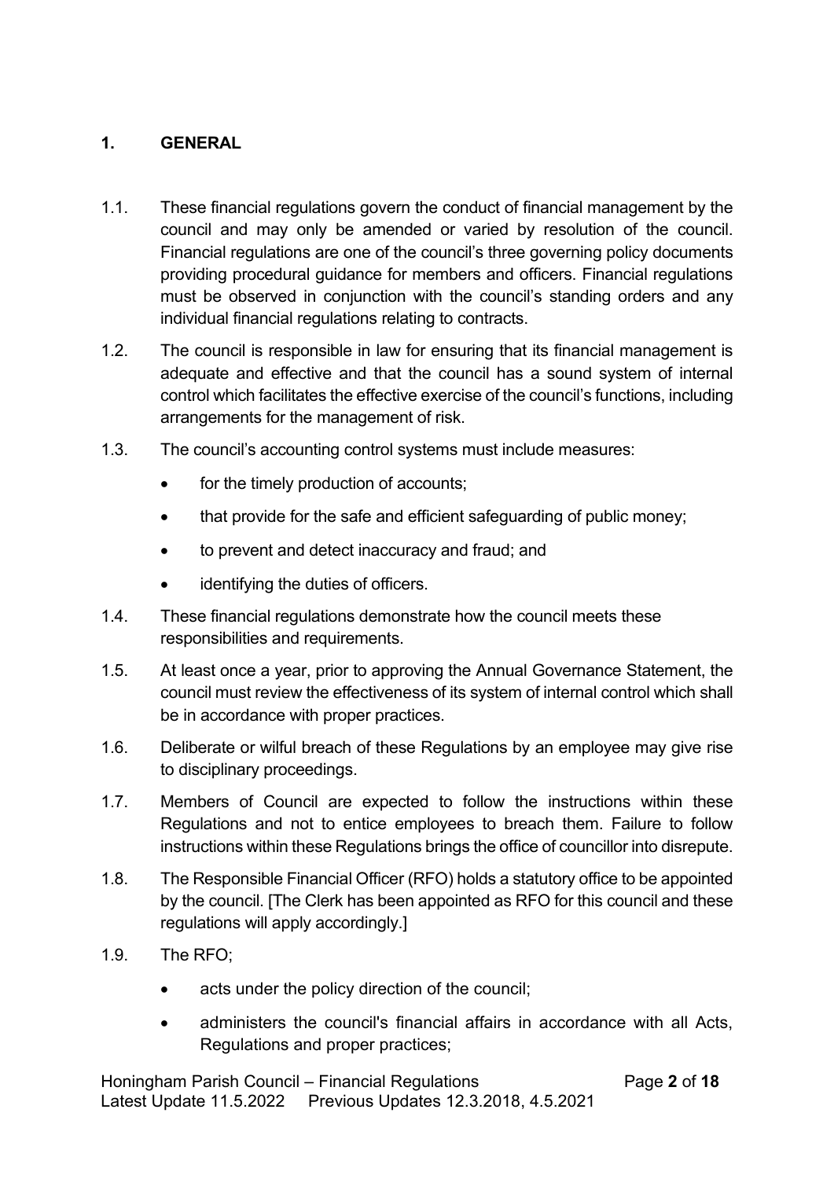## 1. GENERAL

1.1. These financial regulations govern the conduct of financial management by the council and may only be amended or varied by resolution of the council. Financial regulations are one of the council's three governing policy documents providing procedural guidance for members and officers. Financial regulations must be observed in conjunction with the council's standing orders and any individual financial regulations relating to contracts.

1.2. The council is responsible in law for ensuring that its financial management is adequate and effective and that the council has a sound system of internal control which facilitates the effective exercise of the council's functions, including arrangements for the management of risk.

1.3. The council's accounting control systems must include measures:

- for the timely production of accounts;
- that provide for the safe and efficient safeguarding of public money;
- to prevent and detect inaccuracy and fraud; and
- identifying the duties of officers.

1.4. These financial regulations demonstrate how the council meets these responsibilities and requirements.

1.5. At least once a year, prior to approving the Annual Governance Statement, the council must review the effectiveness of its system of internal control which shall be in accordance with proper practices.

1.6. Deliberate or wilful breach of these Regulations by an employee may give rise to disciplinary proceedings.

1.7. Members of Council are expected to follow the instructions within these Regulations and not to entice employees to breach them. Failure to follow instructions within these Regulations brings the office of councillor into disrepute.

1.8. The Responsible Financial Officer (RFO) holds a statutory office to be appointed by the council. [The Clerk has been appointed as RFO for this council and these regulations will apply accordingly.]

1.9. The RFO;

- acts under the policy direction of the council;
- administers the council's financial affairs in accordance with all Acts, Regulations and proper practices;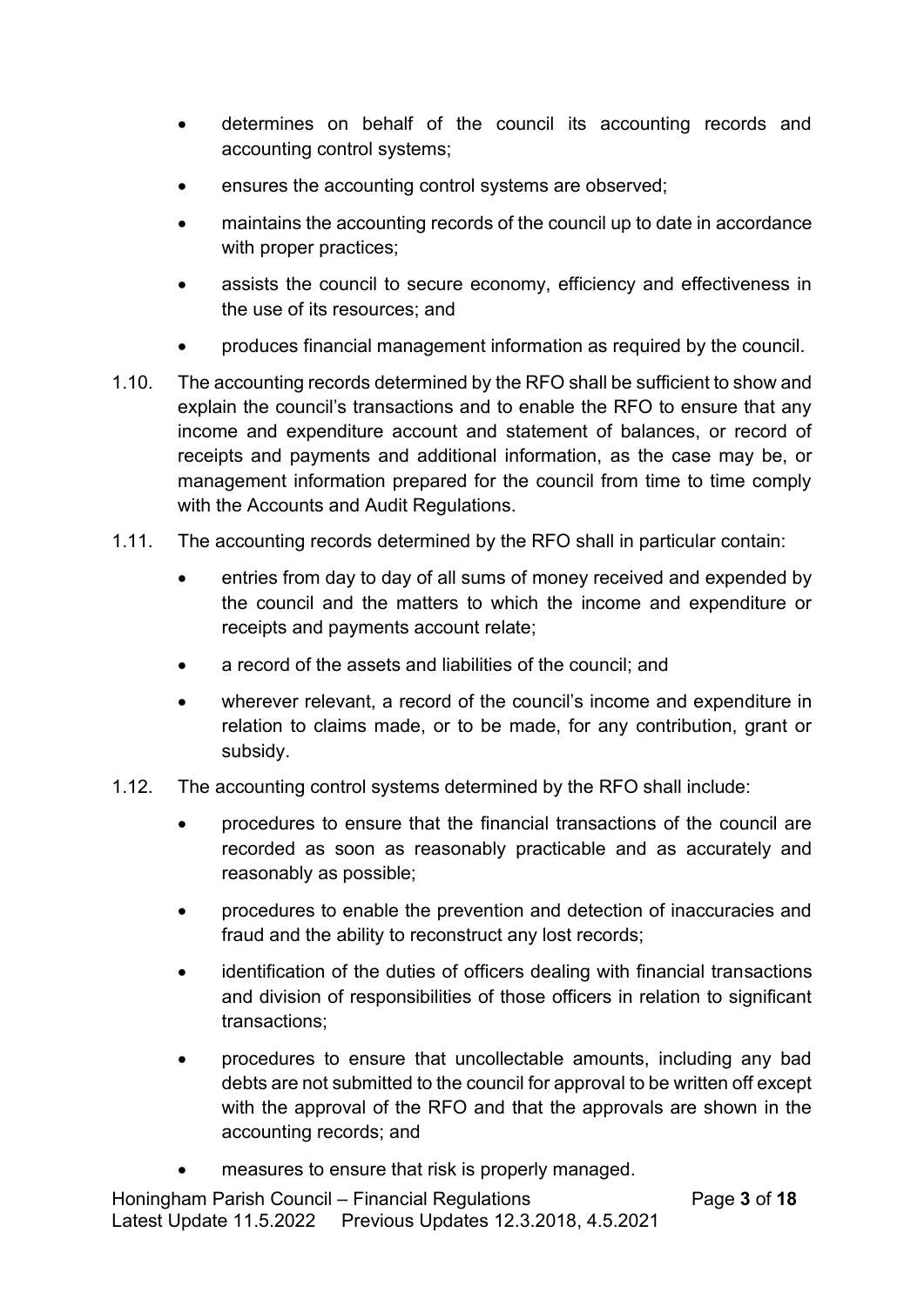- determines on behalf of the council its accounting records and accounting control systems;
- ensures the accounting control systems are observed;
- maintains the accounting records of the council up to date in accordance with proper practices;
- assists the council to secure economy, efficiency and effectiveness in the use of its resources; and
- produces financial management information as required by the council.

1.10. The accounting records determined by the RFO shall be sufficient to show and explain the council's transactions and to enable the RFO to ensure that any income and expenditure account and statement of balances, or record of receipts and payments and additional information, as the case may be, or management information prepared for the council from time to time comply with the Accounts and Audit Regulations.

1.11. The accounting records determined by the RFO shall in particular contain:

- entries from day to day of all sums of money received and expended by the council and the matters to which the income and expenditure or receipts and payments account relate;
- a record of the assets and liabilities of the council; and
- wherever relevant, a record of the council's income and expenditure in relation to claims made, or to be made, for any contribution, grant or subsidy.

1.12. The accounting control systems determined by the RFO shall include:

- procedures to ensure that the financial transactions of the council are recorded as soon as reasonably practicable and as accurately and reasonably as possible;
- procedures to enable the prevention and detection of inaccuracies and fraud and the ability to reconstruct any lost records;
- identification of the duties of officers dealing with financial transactions and division of responsibilities of those officers in relation to significant transactions;
- procedures to ensure that uncollectable amounts, including any bad debts are not submitted to the council for approval to be written off except with the approval of the RFO and that the approvals are shown in the accounting records; and
- measures to ensure that risk is properly managed.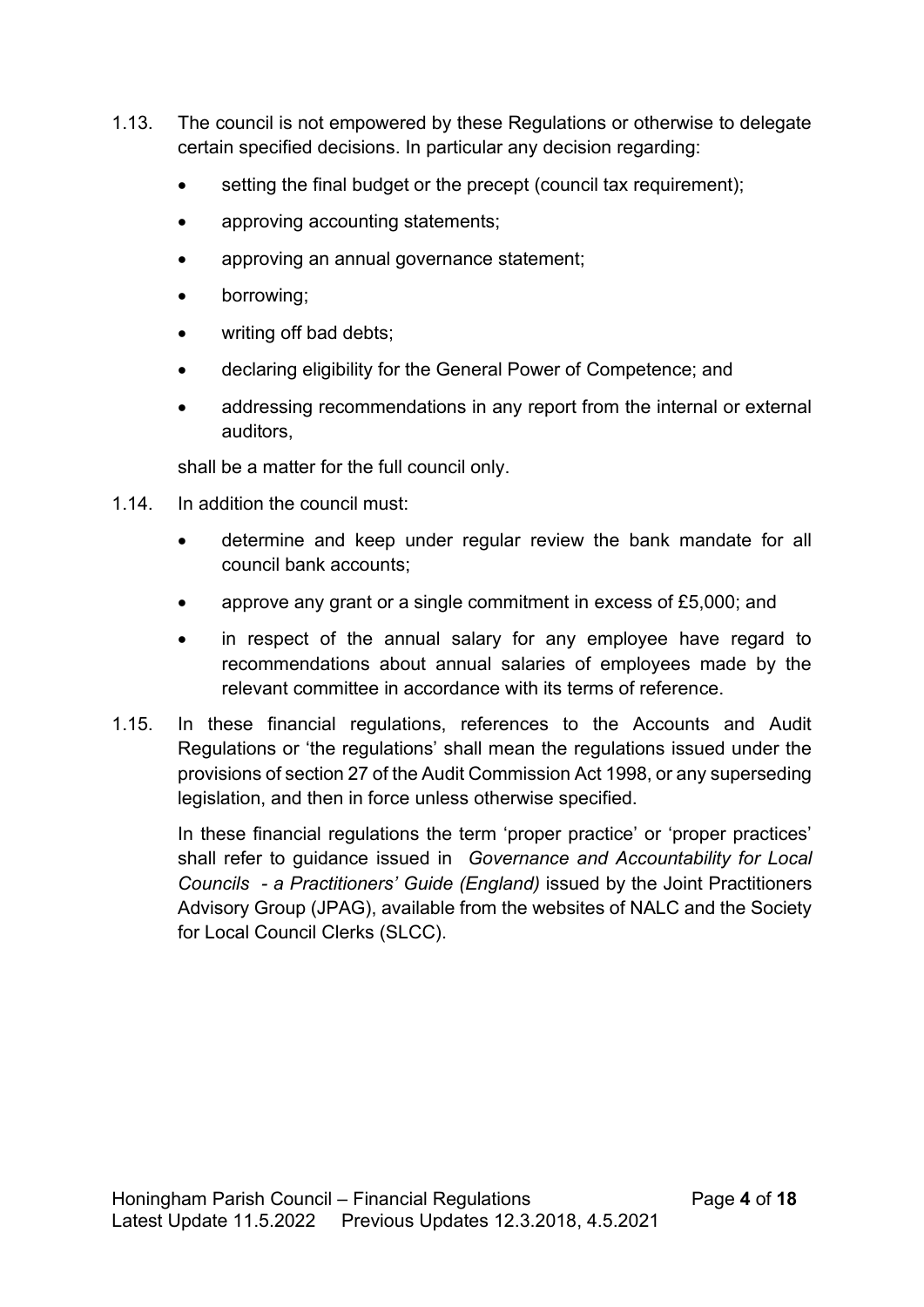1.13. The council is not empowered by these Regulations or otherwise to delegate certain specified decisions. In particular any decision regarding:

- setting the final budget or the precept (council tax requirement);
- approving accounting statements;
- approving an annual governance statement;
- borrowing;
- writing off bad debts;
- declaring eligibility for the General Power of Competence; and
- addressing recommendations in any report from the internal or external auditors,

shall be a matter for the full council only.

1.14. In addition the council must:

- determine and keep under regular review the bank mandate for all council bank accounts;
- approve any grant or a single commitment in excess of £5,000; and
- in respect of the annual salary for any employee have regard to recommendations about annual salaries of employees made by the relevant committee in accordance with its terms of reference.

1.15. In these financial regulations, references to the Accounts and Audit Regulations or 'the regulations' shall mean the regulations issued under the provisions of section 27 of the Audit Commission Act 1998, or any superseding legislation, and then in force unless otherwise specified.

In these financial regulations the term 'proper practice' or 'proper practices' shall refer to guidance issued in *Governance and Accountability for Local Councils - a Practitioners' Guide (England)* issued by the Joint Practitioners Advisory Group (JPAG), available from the websites of NALC and the Society for Local Council Clerks (SLCC).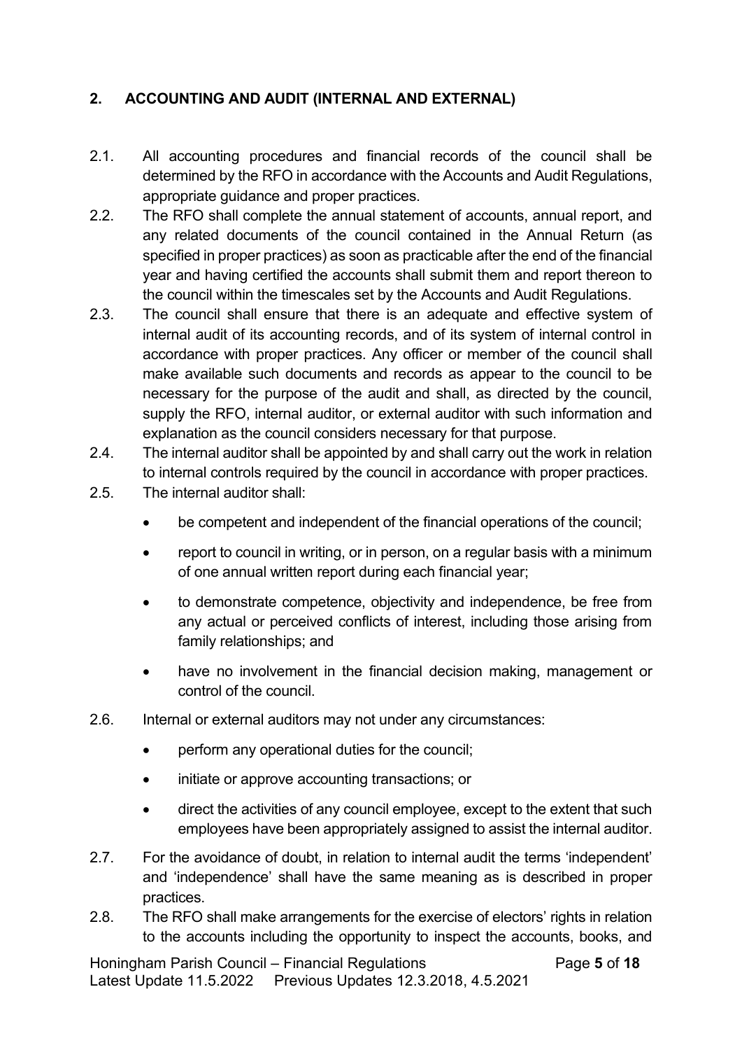## 2. ACCOUNTING AND AUDIT (INTERNAL AND EXTERNAL)

2.1. All accounting procedures and financial records of the council shall be determined by the RFO in accordance with the Accounts and Audit Regulations, appropriate guidance and proper practices.

2.2. The RFO shall complete the annual statement of accounts, annual report, and any related documents of the council contained in the Annual Return (as specified in proper practices) as soon as practicable after the end of the financial year and having certified the accounts shall submit them and report thereon to the council within the timescales set by the Accounts and Audit Regulations.

2.3. The council shall ensure that there is an adequate and effective system of internal audit of its accounting records, and of its system of internal control in accordance with proper practices. Any officer or member of the council shall make available such documents and records as appear to the council to be necessary for the purpose of the audit and shall, as directed by the council, supply the RFO, internal auditor, or external auditor with such information and explanation as the council considers necessary for that purpose.

2.4. The internal auditor shall be appointed by and shall carry out the work in relation to internal controls required by the council in accordance with proper practices.

2.5. The internal auditor shall:

- be competent and independent of the financial operations of the council;
- report to council in writing, or in person, on a regular basis with a minimum of one annual written report during each financial year;
- to demonstrate competence, objectivity and independence, be free from any actual or perceived conflicts of interest, including those arising from family relationships; and
- have no involvement in the financial decision making, management or control of the council.

2.6. Internal or external auditors may not under any circumstances:

- perform any operational duties for the council;
- initiate or approve accounting transactions; or
- direct the activities of any council employee, except to the extent that such employees have been appropriately assigned to assist the internal auditor.

2.7. For the avoidance of doubt, in relation to internal audit the terms 'independent' and 'independence' shall have the same meaning as is described in proper practices.

2.8. The RFO shall make arrangements for the exercise of electors' rights in relation to the accounts including the opportunity to inspect the accounts, books, and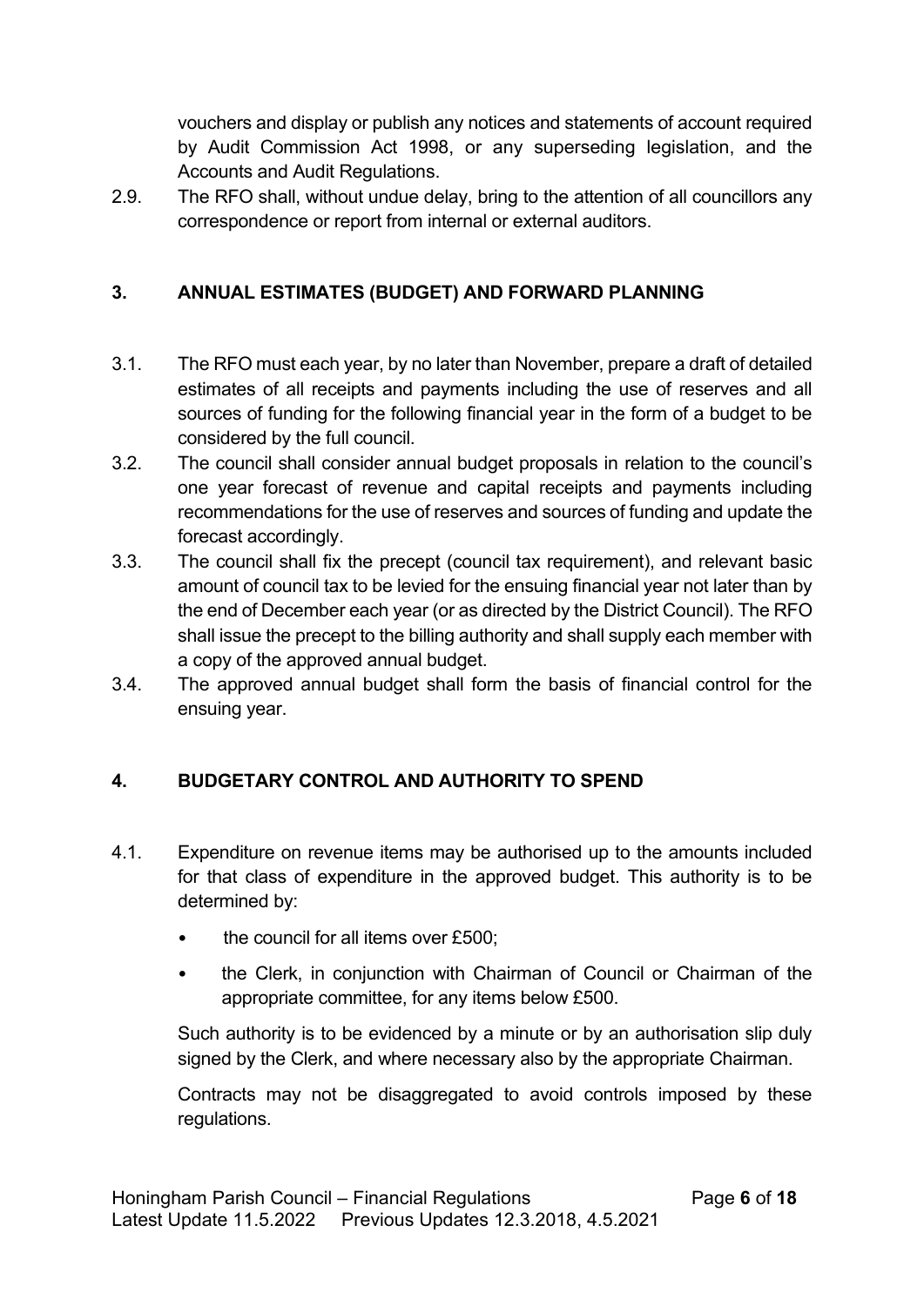vouchers and display or publish any notices and statements of account required by Audit Commission Act 1998, or any superseding legislation, and the Accounts and Audit Regulations.

2.9. The RFO shall, without undue delay, bring to the attention of all councillors any correspondence or report from internal or external auditors.

## 3. ANNUAL ESTIMATES (BUDGET) AND FORWARD PLANNING

3.1. The RFO must each year, by no later than November, prepare a draft of detailed estimates of all receipts and payments including the use of reserves and all sources of funding for the following financial year in the form of a budget to be considered by the full council.

3.2. The council shall consider annual budget proposals in relation to the council's one year forecast of revenue and capital receipts and payments including recommendations for the use of reserves and sources of funding and update the forecast accordingly.

3.3. The council shall fix the precept (council tax requirement), and relevant basic amount of council tax to be levied for the ensuing financial year not later than by the end of December each year (or as directed by the District Council). The RFO shall issue the precept to the billing authority and shall supply each member with a copy of the approved annual budget.

3.4. The approved annual budget shall form the basis of financial control for the ensuing year.

## 4. BUDGETARY CONTROL AND AUTHORITY TO SPEND

4.1. Expenditure on revenue items may be authorised up to the amounts included for that class of expenditure in the approved budget. This authority is to be determined by:

- the council for all items over £500;
- the Clerk, in conjunction with Chairman of Council or Chairman of the appropriate committee, for any items below £500.

Such authority is to be evidenced by a minute or by an authorisation slip duly signed by the Clerk, and where necessary also by the appropriate Chairman.

Contracts may not be disaggregated to avoid controls imposed by these regulations.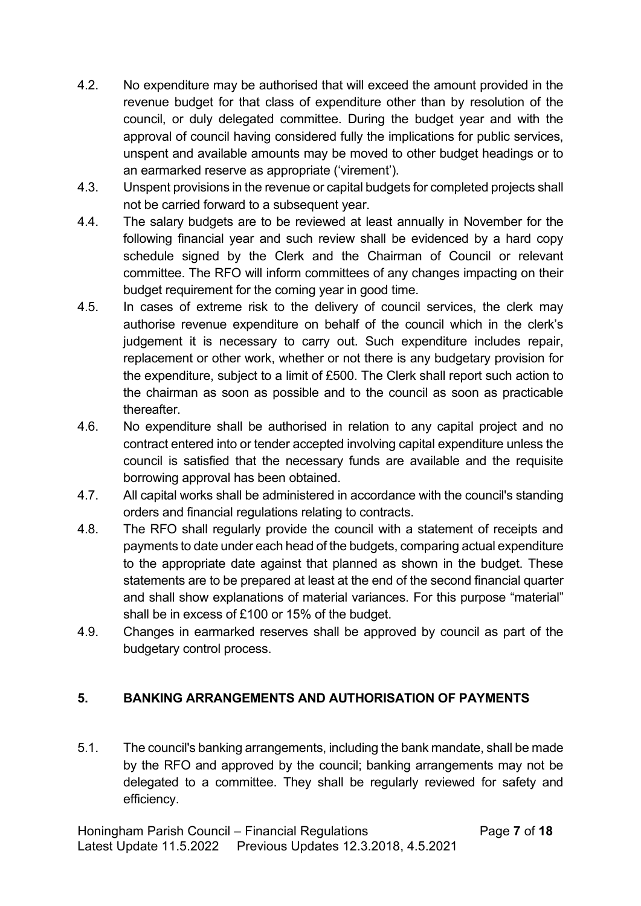4.2. No expenditure may be authorised that will exceed the amount provided in the revenue budget for that class of expenditure other than by resolution of the council, or duly delegated committee. During the budget year and with the approval of council having considered fully the implications for public services, unspent and available amounts may be moved to other budget headings or to an earmarked reserve as appropriate ('virement').

4.3. Unspent provisions in the revenue or capital budgets for completed projects shall not be carried forward to a subsequent year.

4.4. The salary budgets are to be reviewed at least annually in November for the following financial year and such review shall be evidenced by a hard copy schedule signed by the Clerk and the Chairman of Council or relevant committee. The RFO will inform committees of any changes impacting on their budget requirement for the coming year in good time.

4.5. In cases of extreme risk to the delivery of council services, the clerk may authorise revenue expenditure on behalf of the council which in the clerk's judgement it is necessary to carry out. Such expenditure includes repair, replacement or other work, whether or not there is any budgetary provision for the expenditure, subject to a limit of £500. The Clerk shall report such action to the chairman as soon as possible and to the council as soon as practicable thereafter.

4.6. No expenditure shall be authorised in relation to any capital project and no contract entered into or tender accepted involving capital expenditure unless the council is satisfied that the necessary funds are available and the requisite borrowing approval has been obtained.

4.7. All capital works shall be administered in accordance with the council's standing orders and financial regulations relating to contracts.

4.8. The RFO shall regularly provide the council with a statement of receipts and payments to date under each head of the budgets, comparing actual expenditure to the appropriate date against that planned as shown in the budget. These statements are to be prepared at least at the end of the second financial quarter and shall show explanations of material variances. For this purpose "material" shall be in excess of £100 or 15% of the budget.

4.9. Changes in earmarked reserves shall be approved by council as part of the budgetary control process.

## 5. BANKING ARRANGEMENTS AND AUTHORISATION OF PAYMENTS

5.1. The council's banking arrangements, including the bank mandate, shall be made by the RFO and approved by the council; banking arrangements may not be delegated to a committee. They shall be regularly reviewed for safety and efficiency.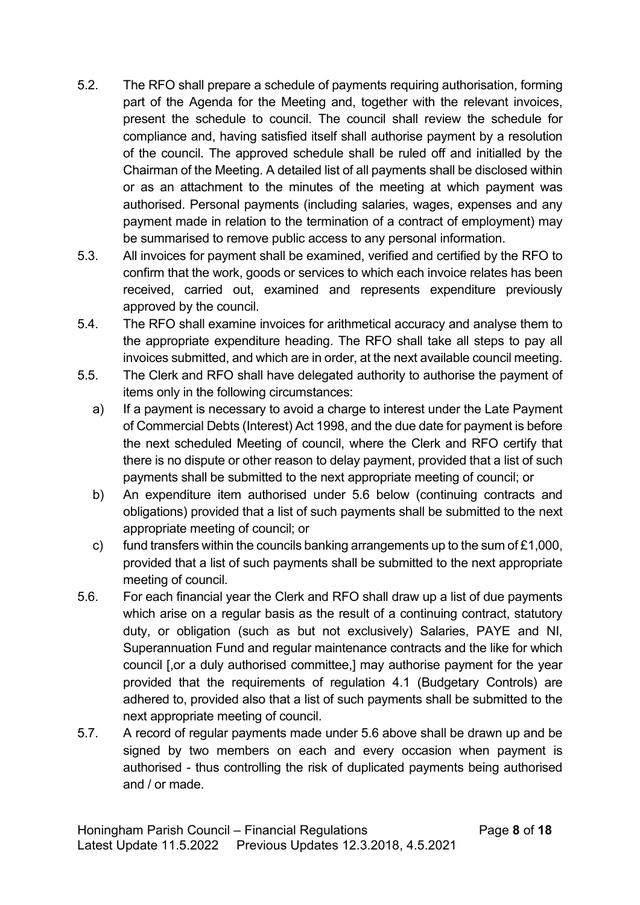5.2. The RFO shall prepare a schedule of payments requiring authorisation, forming part of the Agenda for the Meeting and, together with the relevant invoices, present the schedule to council. The council shall review the schedule for compliance and, having satisfied itself shall authorise payment by a resolution of the council. The approved schedule shall be ruled off and initialled by the Chairman of the Meeting. A detailed list of all payments shall be disclosed within or as an attachment to the minutes of the meeting at which payment was authorised. Personal payments (including salaries, wages, expenses and any payment made in relation to the termination of a contract of employment) may be summarised to remove public access to any personal information.

5.3. All invoices for payment shall be examined, verified and certified by the RFO to confirm that the work, goods or services to which each invoice relates has been received, carried out, examined and represents expenditure previously approved by the council.

5.4. The RFO shall examine invoices for arithmetical accuracy and analyse them to the appropriate expenditure heading. The RFO shall take all steps to pay all invoices submitted, and which are in order, at the next available council meeting.

5.5. The Clerk and RFO shall have delegated authority to authorise the payment of items only in the following circumstances:

a) If a payment is necessary to avoid a charge to interest under the Late Payment of Commercial Debts (Interest) Act 1998, and the due date for payment is before the next scheduled Meeting of council, where the Clerk and RFO certify that there is no dispute or other reason to delay payment, provided that a list of such payments shall be submitted to the next appropriate meeting of council; or

b) An expenditure item authorised under 5.6 below (continuing contracts and obligations) provided that a list of such payments shall be submitted to the next appropriate meeting of council; or

c) fund transfers within the councils banking arrangements up to the sum of £1,000, provided that a list of such payments shall be submitted to the next appropriate meeting of council.

5.6. For each financial year the Clerk and RFO shall draw up a list of due payments which arise on a regular basis as the result of a continuing contract, statutory duty, or obligation (such as but not exclusively) Salaries, PAYE and NI, Superannuation Fund and regular maintenance contracts and the like for which council [,or a duly authorised committee,] may authorise payment for the year provided that the requirements of regulation 4.1 (Budgetary Controls) are adhered to, provided also that a list of such payments shall be submitted to the next appropriate meeting of council.

5.7. A record of regular payments made under 5.6 above shall be drawn up and be signed by two members on each and every occasion when payment is authorised - thus controlling the risk of duplicated payments being authorised and / or made.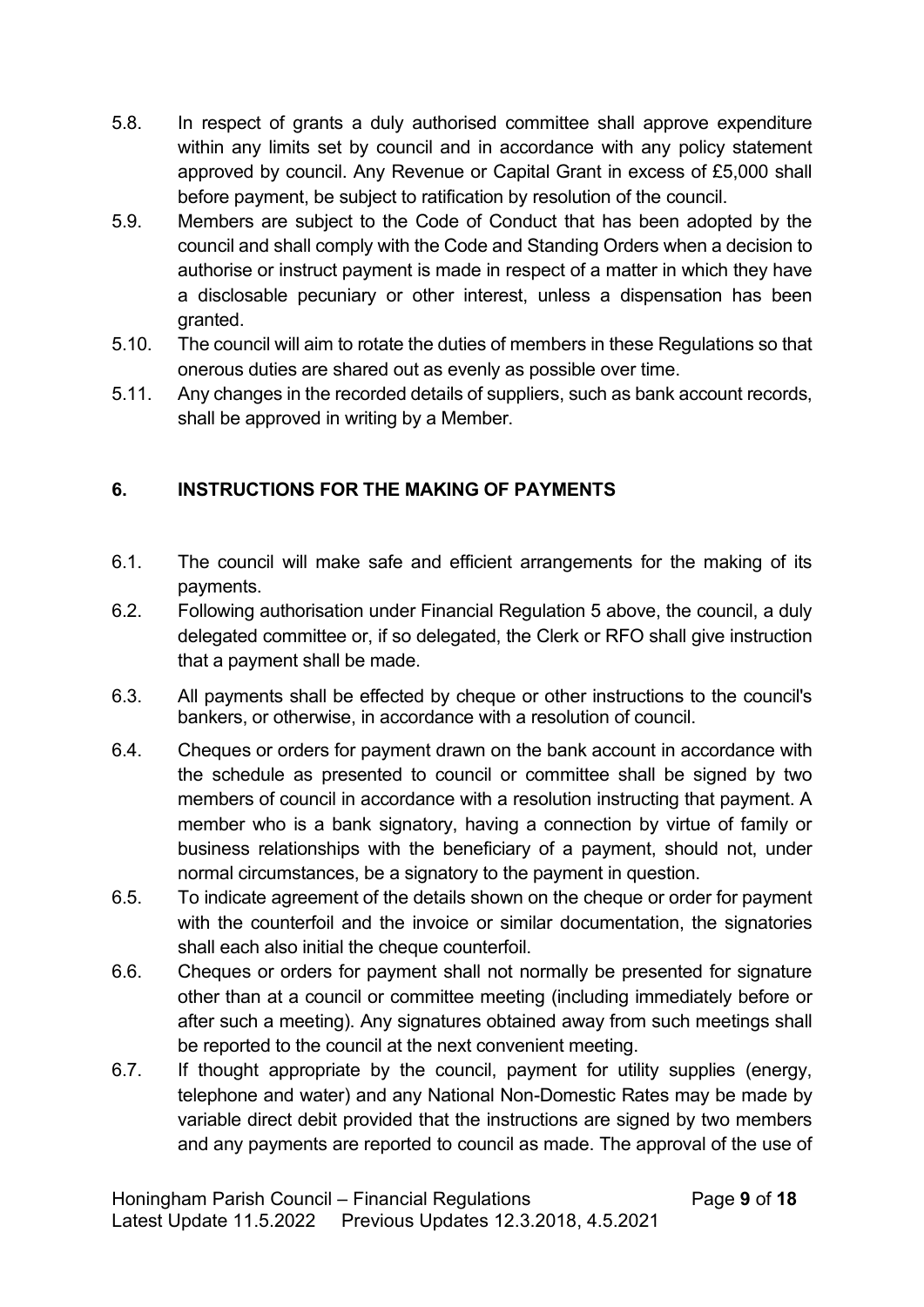5.8. In respect of grants a duly authorised committee shall approve expenditure within any limits set by council and in accordance with any policy statement approved by council. Any Revenue or Capital Grant in excess of £5,000 shall before payment, be subject to ratification by resolution of the council.

5.9. Members are subject to the Code of Conduct that has been adopted by the council and shall comply with the Code and Standing Orders when a decision to authorise or instruct payment is made in respect of a matter in which they have a disclosable pecuniary or other interest, unless a dispensation has been granted.

5.10. The council will aim to rotate the duties of members in these Regulations so that onerous duties are shared out as evenly as possible over time.

5.11. Any changes in the recorded details of suppliers, such as bank account records, shall be approved in writing by a Member.

## 6. INSTRUCTIONS FOR THE MAKING OF PAYMENTS

6.1. The council will make safe and efficient arrangements for the making of its payments.

6.2. Following authorisation under Financial Regulation 5 above, the council, a duly delegated committee or, if so delegated, the Clerk or RFO shall give instruction that a payment shall be made.

6.3. All payments shall be effected by cheque or other instructions to the council's bankers, or otherwise, in accordance with a resolution of council.

6.4. Cheques or orders for payment drawn on the bank account in accordance with the schedule as presented to council or committee shall be signed by two members of council in accordance with a resolution instructing that payment. A member who is a bank signatory, having a connection by virtue of family or business relationships with the beneficiary of a payment, should not, under normal circumstances, be a signatory to the payment in question.

6.5. To indicate agreement of the details shown on the cheque or order for payment with the counterfoil and the invoice or similar documentation, the signatories shall each also initial the cheque counterfoil.

6.6. Cheques or orders for payment shall not normally be presented for signature other than at a council or committee meeting (including immediately before or after such a meeting). Any signatures obtained away from such meetings shall be reported to the council at the next convenient meeting.

6.7. If thought appropriate by the council, payment for utility supplies (energy, telephone and water) and any National Non-Domestic Rates may be made by variable direct debit provided that the instructions are signed by two members and any payments are reported to council as made. The approval of the use of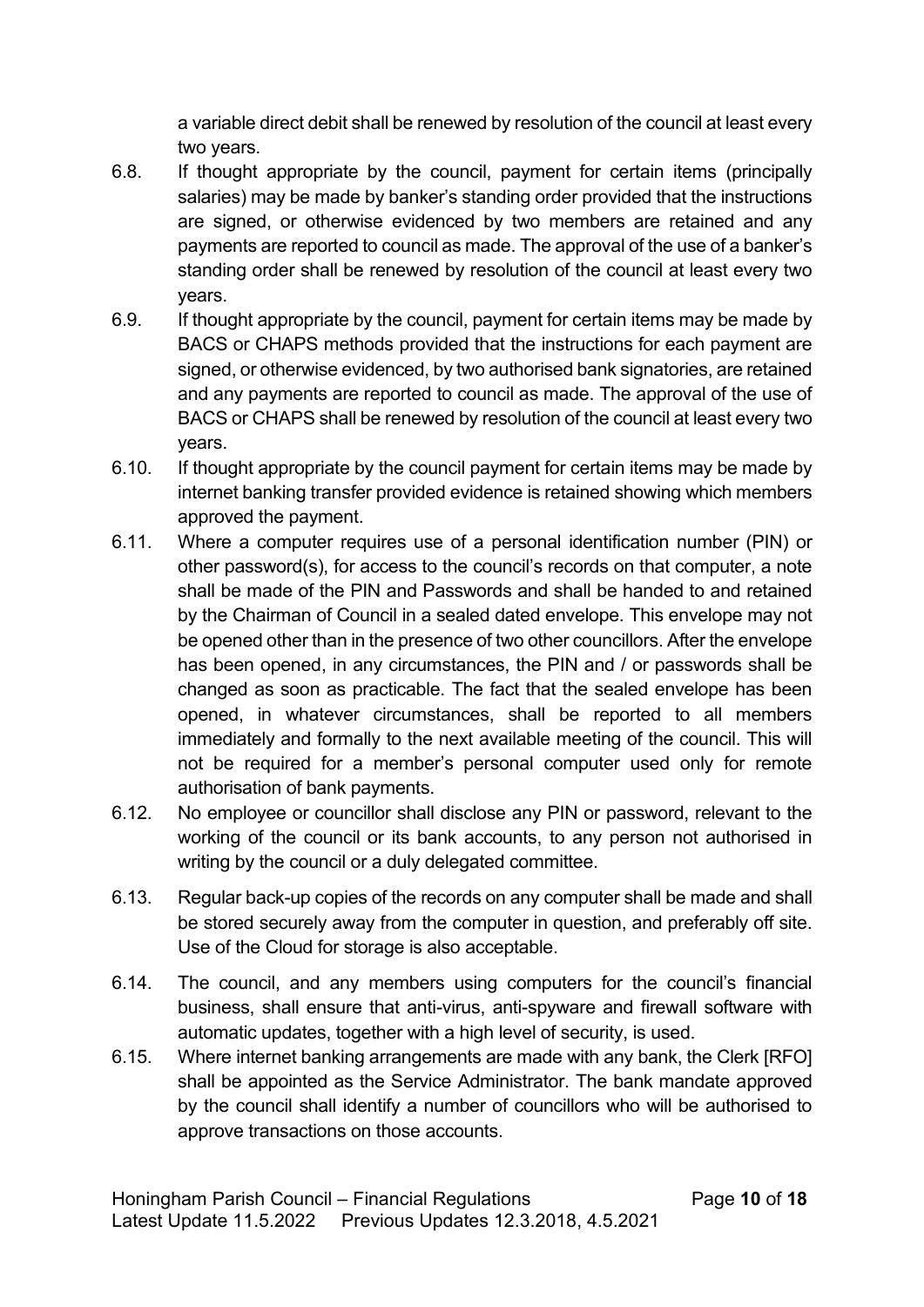a variable direct debit shall be renewed by resolution of the council at least every two years.

6.8. If thought appropriate by the council, payment for certain items (principally salaries) may be made by banker's standing order provided that the instructions are signed, or otherwise evidenced by two members are retained and any payments are reported to council as made. The approval of the use of a banker's standing order shall be renewed by resolution of the council at least every two years.

6.9. If thought appropriate by the council, payment for certain items may be made by BACS or CHAPS methods provided that the instructions for each payment are signed, or otherwise evidenced, by two authorised bank signatories, are retained and any payments are reported to council as made. The approval of the use of BACS or CHAPS shall be renewed by resolution of the council at least every two years.

6.10. If thought appropriate by the council payment for certain items may be made by internet banking transfer provided evidence is retained showing which members approved the payment.

6.11. Where a computer requires use of a personal identification number (PIN) or other password(s), for access to the council's records on that computer, a note shall be made of the PIN and Passwords and shall be handed to and retained by the Chairman of Council in a sealed dated envelope. This envelope may not be opened other than in the presence of two other councillors. After the envelope has been opened, in any circumstances, the PIN and / or passwords shall be changed as soon as practicable. The fact that the sealed envelope has been opened, in whatever circumstances, shall be reported to all members immediately and formally to the next available meeting of the council. This will not be required for a member's personal computer used only for remote authorisation of bank payments.

6.12. No employee or councillor shall disclose any PIN or password, relevant to the working of the council or its bank accounts, to any person not authorised in writing by the council or a duly delegated committee.

6.13. Regular back-up copies of the records on any computer shall be made and shall be stored securely away from the computer in question, and preferably off site. Use of the Cloud for storage is also acceptable.

6.14. The council, and any members using computers for the council's financial business, shall ensure that anti-virus, anti-spyware and firewall software with automatic updates, together with a high level of security, is used.

6.15. Where internet banking arrangements are made with any bank, the Clerk [RFO] shall be appointed as the Service Administrator. The bank mandate approved by the council shall identify a number of councillors who will be authorised to approve transactions on those accounts.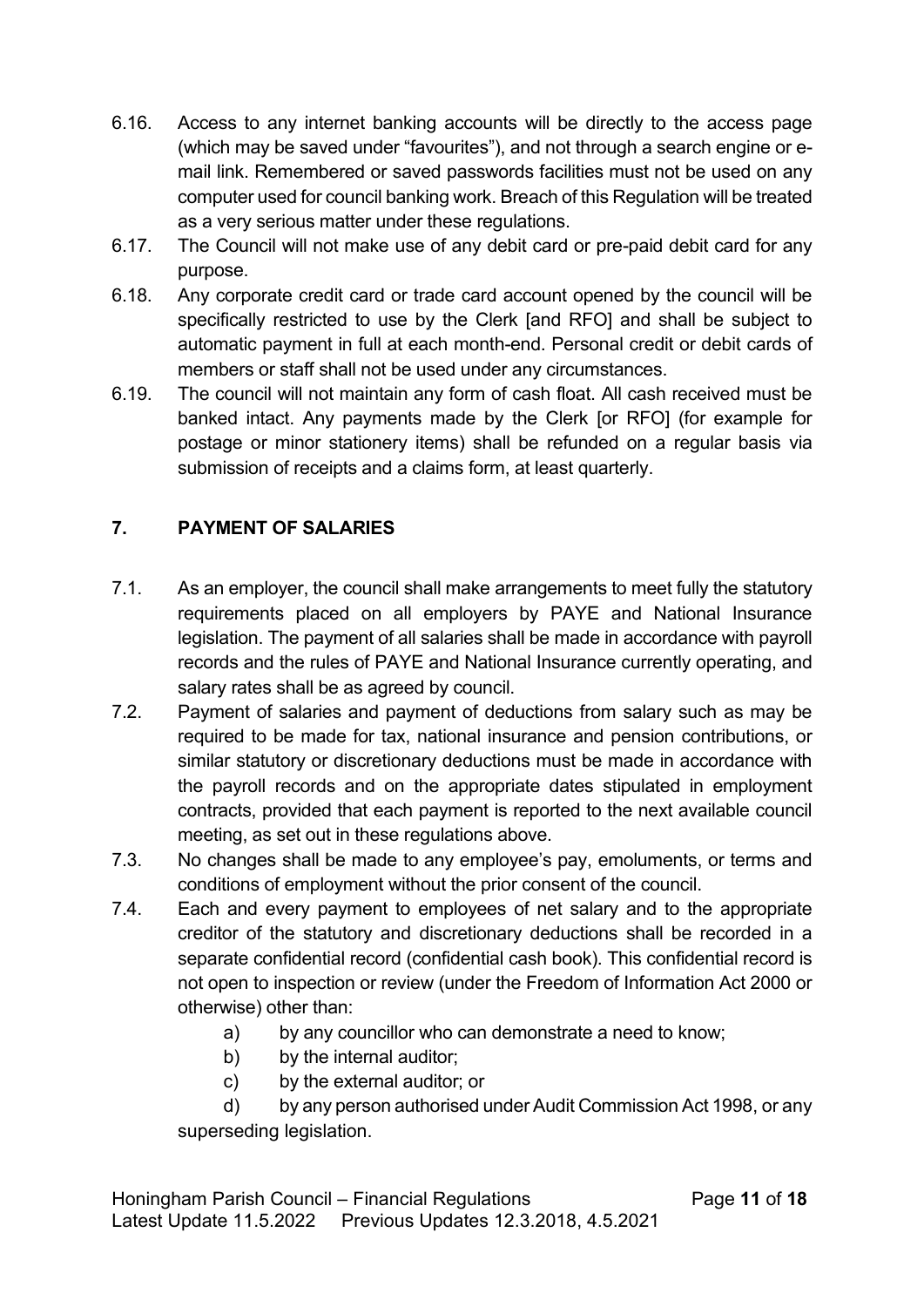6.16. Access to any internet banking accounts will be directly to the access page (which may be saved under "favourites"), and not through a search engine or e-mail link. Remembered or saved passwords facilities must not be used on any computer used for council banking work. Breach of this Regulation will be treated as a very serious matter under these regulations.

6.17. The Council will not make use of any debit card or pre-paid debit card for any purpose.

6.18. Any corporate credit card or trade card account opened by the council will be specifically restricted to use by the Clerk [and RFO] and shall be subject to automatic payment in full at each month-end. Personal credit or debit cards of members or staff shall not be used under any circumstances.

6.19. The council will not maintain any form of cash float. All cash received must be banked intact. Any payments made by the Clerk [or RFO] (for example for postage or minor stationery items) shall be refunded on a regular basis via submission of receipts and a claims form, at least quarterly.

## 7. PAYMENT OF SALARIES

7.1. As an employer, the council shall make arrangements to meet fully the statutory requirements placed on all employers by PAYE and National Insurance legislation. The payment of all salaries shall be made in accordance with payroll records and the rules of PAYE and National Insurance currently operating, and salary rates shall be as agreed by council.

7.2. Payment of salaries and payment of deductions from salary such as may be required to be made for tax, national insurance and pension contributions, or similar statutory or discretionary deductions must be made in accordance with the payroll records and on the appropriate dates stipulated in employment contracts, provided that each payment is reported to the next available council meeting, as set out in these regulations above.

7.3. No changes shall be made to any employee's pay, emoluments, or terms and conditions of employment without the prior consent of the council.

7.4. Each and every payment to employees of net salary and to the appropriate creditor of the statutory and discretionary deductions shall be recorded in a separate confidential record (confidential cash book). This confidential record is not open to inspection or review (under the Freedom of Information Act 2000 or otherwise) other than:

   a) by any councillor who can demonstrate a need to know;
   b) by the internal auditor;
   c) by the external auditor; or
   d) by any person authorised under Audit Commission Act 1998, or any superseding legislation.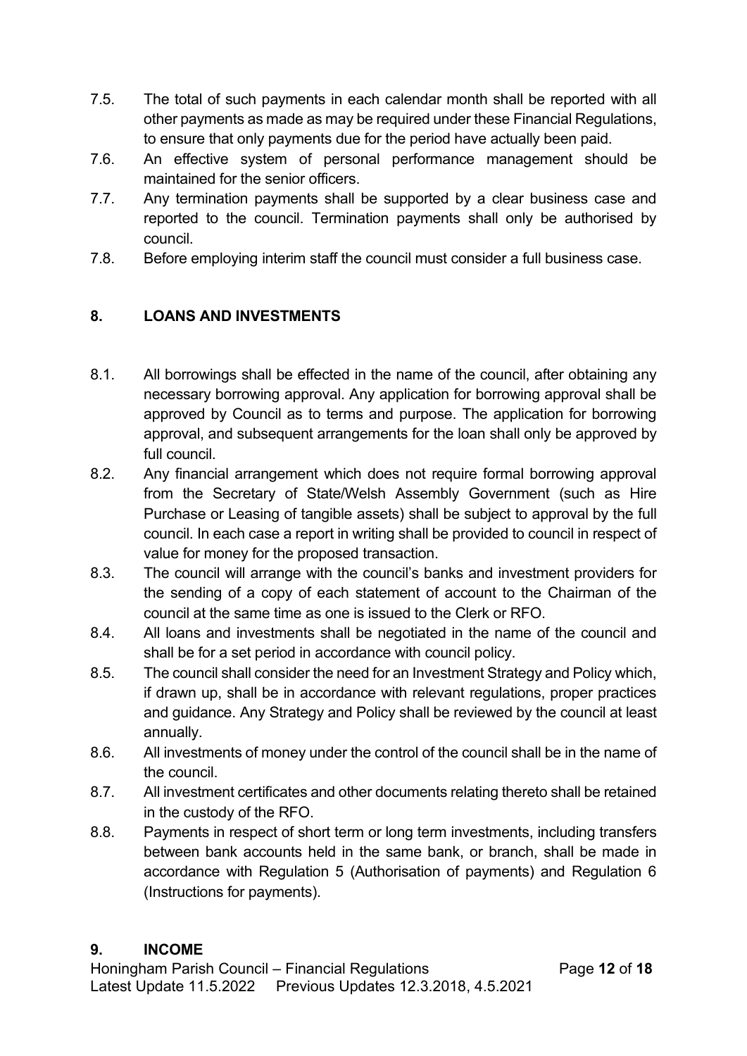7.5. The total of such payments in each calendar month shall be reported with all other payments as made as may be required under these Financial Regulations, to ensure that only payments due for the period have actually been paid.

7.6. An effective system of personal performance management should be maintained for the senior officers.

7.7. Any termination payments shall be supported by a clear business case and reported to the council. Termination payments shall only be authorised by council.

7.8. Before employing interim staff the council must consider a full business case.

## 8. LOANS AND INVESTMENTS

8.1. All borrowings shall be effected in the name of the council, after obtaining any necessary borrowing approval. Any application for borrowing approval shall be approved by Council as to terms and purpose. The application for borrowing approval, and subsequent arrangements for the loan shall only be approved by full council.

8.2. Any financial arrangement which does not require formal borrowing approval from the Secretary of State/Welsh Assembly Government (such as Hire Purchase or Leasing of tangible assets) shall be subject to approval by the full council. In each case a report in writing shall be provided to council in respect of value for money for the proposed transaction.

8.3. The council will arrange with the council's banks and investment providers for the sending of a copy of each statement of account to the Chairman of the council at the same time as one is issued to the Clerk or RFO.

8.4. All loans and investments shall be negotiated in the name of the council and shall be for a set period in accordance with council policy.

8.5. The council shall consider the need for an Investment Strategy and Policy which, if drawn up, shall be in accordance with relevant regulations, proper practices and guidance. Any Strategy and Policy shall be reviewed by the council at least annually.

8.6. All investments of money under the control of the council shall be in the name of the council.

8.7. All investment certificates and other documents relating thereto shall be retained in the custody of the RFO.

8.8. Payments in respect of short term or long term investments, including transfers between bank accounts held in the same bank, or branch, shall be made in accordance with Regulation 5 (Authorisation of payments) and Regulation 6 (Instructions for payments).

## 9. INCOME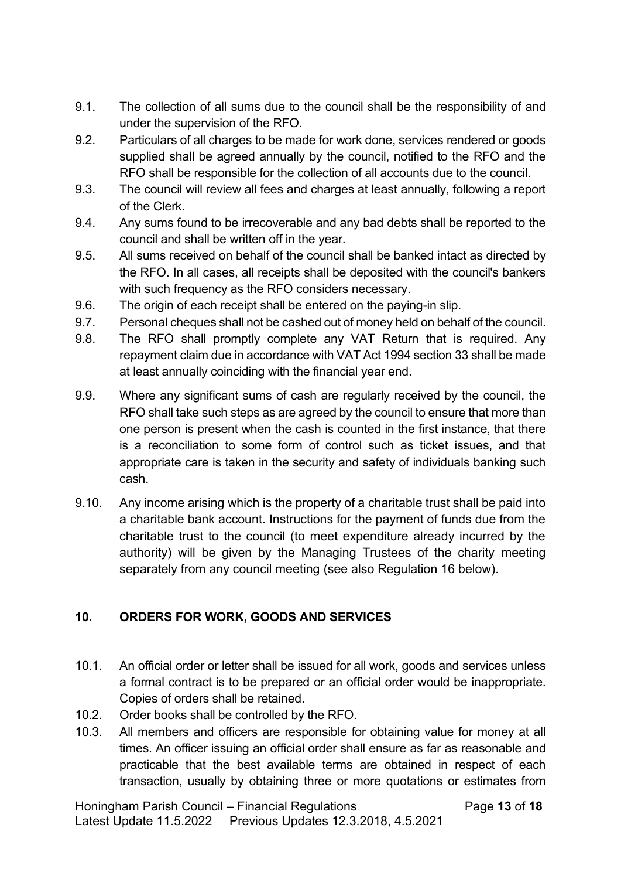9.1. The collection of all sums due to the council shall be the responsibility of and under the supervision of the RFO.

9.2. Particulars of all charges to be made for work done, services rendered or goods supplied shall be agreed annually by the council, notified to the RFO and the RFO shall be responsible for the collection of all accounts due to the council.

9.3. The council will review all fees and charges at least annually, following a report of the Clerk.

9.4. Any sums found to be irrecoverable and any bad debts shall be reported to the council and shall be written off in the year.

9.5. All sums received on behalf of the council shall be banked intact as directed by the RFO. In all cases, all receipts shall be deposited with the council's bankers with such frequency as the RFO considers necessary.

9.6. The origin of each receipt shall be entered on the paying-in slip.

9.7. Personal cheques shall not be cashed out of money held on behalf of the council.

9.8. The RFO shall promptly complete any VAT Return that is required. Any repayment claim due in accordance with VAT Act 1994 section 33 shall be made at least annually coinciding with the financial year end.

9.9. Where any significant sums of cash are regularly received by the council, the RFO shall take such steps as are agreed by the council to ensure that more than one person is present when the cash is counted in the first instance, that there is a reconciliation to some form of control such as ticket issues, and that appropriate care is taken in the security and safety of individuals banking such cash.

9.10. Any income arising which is the property of a charitable trust shall be paid into a charitable bank account. Instructions for the payment of funds due from the charitable trust to the council (to meet expenditure already incurred by the authority) will be given by the Managing Trustees of the charity meeting separately from any council meeting (see also Regulation 16 below).

## 10. ORDERS FOR WORK, GOODS AND SERVICES

10.1. An official order or letter shall be issued for all work, goods and services unless a formal contract is to be prepared or an official order would be inappropriate. Copies of orders shall be retained.

10.2. Order books shall be controlled by the RFO.

10.3. All members and officers are responsible for obtaining value for money at all times. An officer issuing an official order shall ensure as far as reasonable and practicable that the best available terms are obtained in respect of each transaction, usually by obtaining three or more quotations or estimates from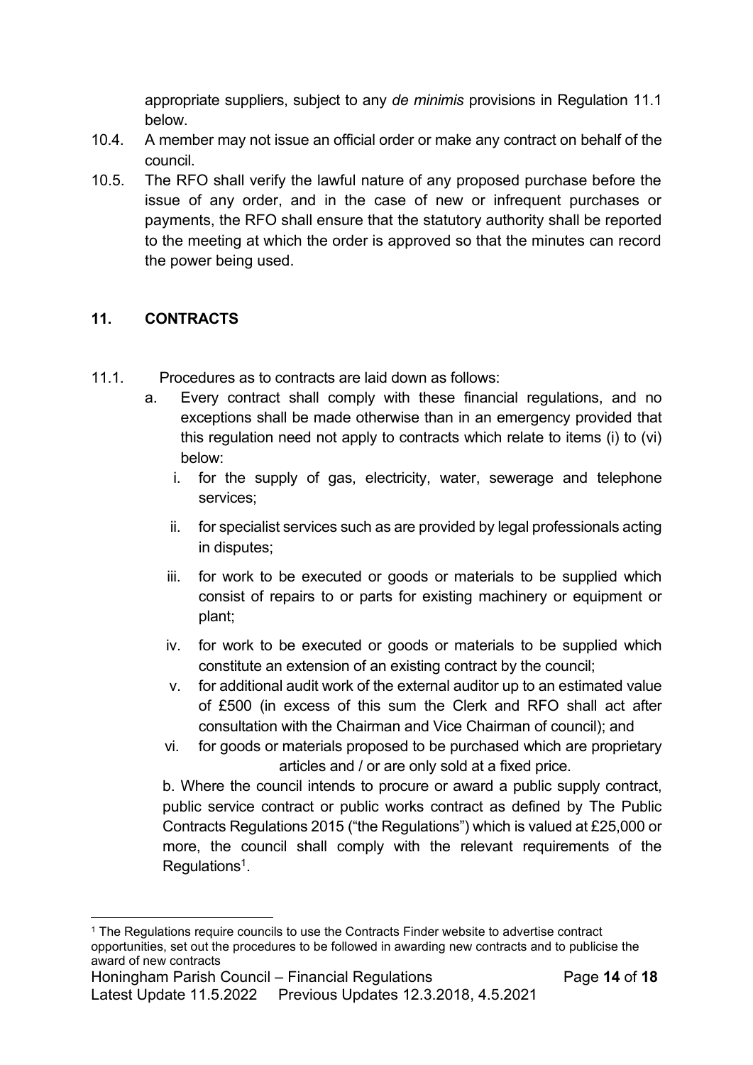appropriate suppliers, subject to any *de minimis* provisions in Regulation 11.1 below.

10.4. A member may not issue an official order or make any contract on behalf of the council.

10.5. The RFO shall verify the lawful nature of any proposed purchase before the issue of any order, and in the case of new or infrequent purchases or payments, the RFO shall ensure that the statutory authority shall be reported to the meeting at which the order is approved so that the minutes can record the power being used.

## 11. CONTRACTS

11.1. Procedures as to contracts are laid down as follows:

a. Every contract shall comply with these financial regulations, and no exceptions shall be made otherwise than in an emergency provided that this regulation need not apply to contracts which relate to items (i) to (vi) below:

   i. for the supply of gas, electricity, water, sewerage and telephone services;

   ii. for specialist services such as are provided by legal professionals acting in disputes;

   iii. for work to be executed or goods or materials to be supplied which consist of repairs to or parts for existing machinery or equipment or plant;

   iv. for work to be executed or goods or materials to be supplied which constitute an extension of an existing contract by the council;

   v. for additional audit work of the external auditor up to an estimated value of £500 (in excess of this sum the Clerk and RFO shall act after consultation with the Chairman and Vice Chairman of council); and

   vi. for goods or materials proposed to be purchased which are proprietary articles and / or are only sold at a fixed price.

b. Where the council intends to procure or award a public supply contract, public service contract or public works contract as defined by The Public Contracts Regulations 2015 ("the Regulations") which is valued at £25,000 or more, the council shall comply with the relevant requirements of the Regulations[1].

---

[1] The Regulations require councils to use the Contracts Finder website to advertise contract opportunities, set out the procedures to be followed in awarding new contracts and to publicise the award of new contracts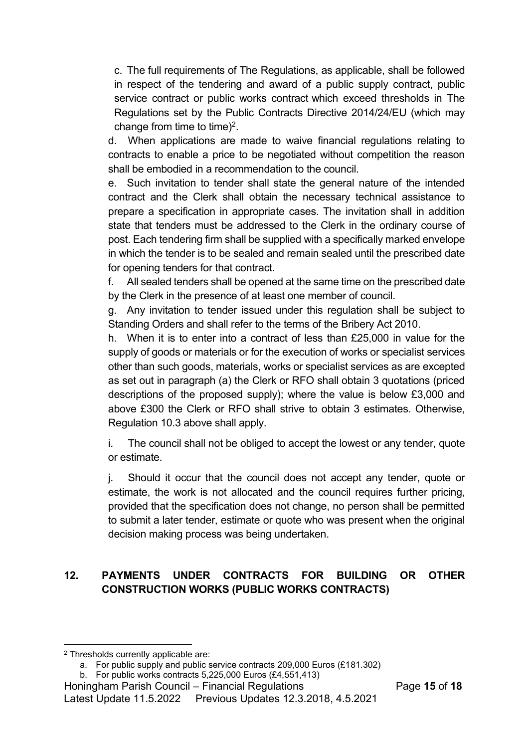c. The full requirements of The Regulations, as applicable, shall be followed in respect of the tendering and award of a public supply contract, public service contract or public works contract which exceed thresholds in The Regulations set by the Public Contracts Directive 2014/24/EU (which may change from time to time)[2].

d. When applications are made to waive financial regulations relating to contracts to enable a price to be negotiated without competition the reason shall be embodied in a recommendation to the council.

e. Such invitation to tender shall state the general nature of the intended contract and the Clerk shall obtain the necessary technical assistance to prepare a specification in appropriate cases. The invitation shall in addition state that tenders must be addressed to the Clerk in the ordinary course of post. Each tendering firm shall be supplied with a specifically marked envelope in which the tender is to be sealed and remain sealed until the prescribed date for opening tenders for that contract.

f. All sealed tenders shall be opened at the same time on the prescribed date by the Clerk in the presence of at least one member of council.

g. Any invitation to tender issued under this regulation shall be subject to Standing Orders and shall refer to the terms of the Bribery Act 2010.

h. When it is to enter into a contract of less than £25,000 in value for the supply of goods or materials or for the execution of works or specialist services other than such goods, materials, works or specialist services as are excepted as set out in paragraph (a) the Clerk or RFO shall obtain 3 quotations (priced descriptions of the proposed supply); where the value is below £3,000 and above £300 the Clerk or RFO shall strive to obtain 3 estimates. Otherwise, Regulation 10.3 above shall apply.

i. The council shall not be obliged to accept the lowest or any tender, quote or estimate.

j. Should it occur that the council does not accept any tender, quote or estimate, the work is not allocated and the council requires further pricing, provided that the specification does not change, no person shall be permitted to submit a later tender, estimate or quote who was present when the original decision making process was being undertaken.

## 12. PAYMENTS UNDER CONTRACTS FOR BUILDING OR OTHER CONSTRUCTION WORKS (PUBLIC WORKS CONTRACTS)

---

[2] Thresholds currently applicable are:

a. For public supply and public service contracts 209,000 Euros (£181.302)
b. For public works contracts 5,225,000 Euros (£4,551,413)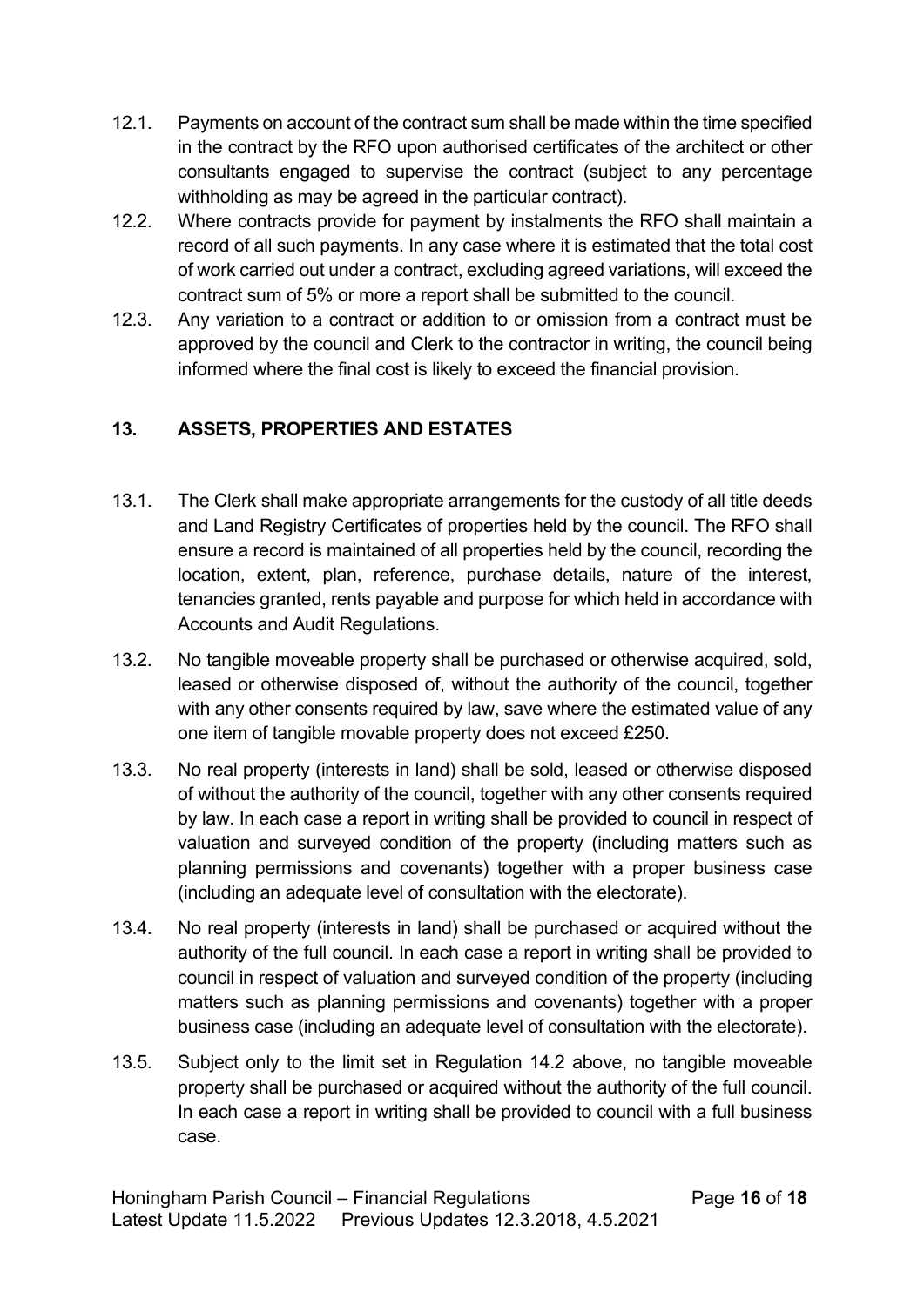12.1. Payments on account of the contract sum shall be made within the time specified in the contract by the RFO upon authorised certificates of the architect or other consultants engaged to supervise the contract (subject to any percentage withholding as may be agreed in the particular contract).

12.2. Where contracts provide for payment by instalments the RFO shall maintain a record of all such payments. In any case where it is estimated that the total cost of work carried out under a contract, excluding agreed variations, will exceed the contract sum of 5% or more a report shall be submitted to the council.

12.3. Any variation to a contract or addition to or omission from a contract must be approved by the council and Clerk to the contractor in writing, the council being informed where the final cost is likely to exceed the financial provision.

## 13. ASSETS, PROPERTIES AND ESTATES

13.1. The Clerk shall make appropriate arrangements for the custody of all title deeds and Land Registry Certificates of properties held by the council. The RFO shall ensure a record is maintained of all properties held by the council, recording the location, extent, plan, reference, purchase details, nature of the interest, tenancies granted, rents payable and purpose for which held in accordance with Accounts and Audit Regulations.

13.2. No tangible moveable property shall be purchased or otherwise acquired, sold, leased or otherwise disposed of, without the authority of the council, together with any other consents required by law, save where the estimated value of any one item of tangible movable property does not exceed £250.

13.3. No real property (interests in land) shall be sold, leased or otherwise disposed of without the authority of the council, together with any other consents required by law. In each case a report in writing shall be provided to council in respect of valuation and surveyed condition of the property (including matters such as planning permissions and covenants) together with a proper business case (including an adequate level of consultation with the electorate).

13.4. No real property (interests in land) shall be purchased or acquired without the authority of the full council. In each case a report in writing shall be provided to council in respect of valuation and surveyed condition of the property (including matters such as planning permissions and covenants) together with a proper business case (including an adequate level of consultation with the electorate).

13.5. Subject only to the limit set in Regulation 14.2 above, no tangible moveable property shall be purchased or acquired without the authority of the full council. In each case a report in writing shall be provided to council with a full business case.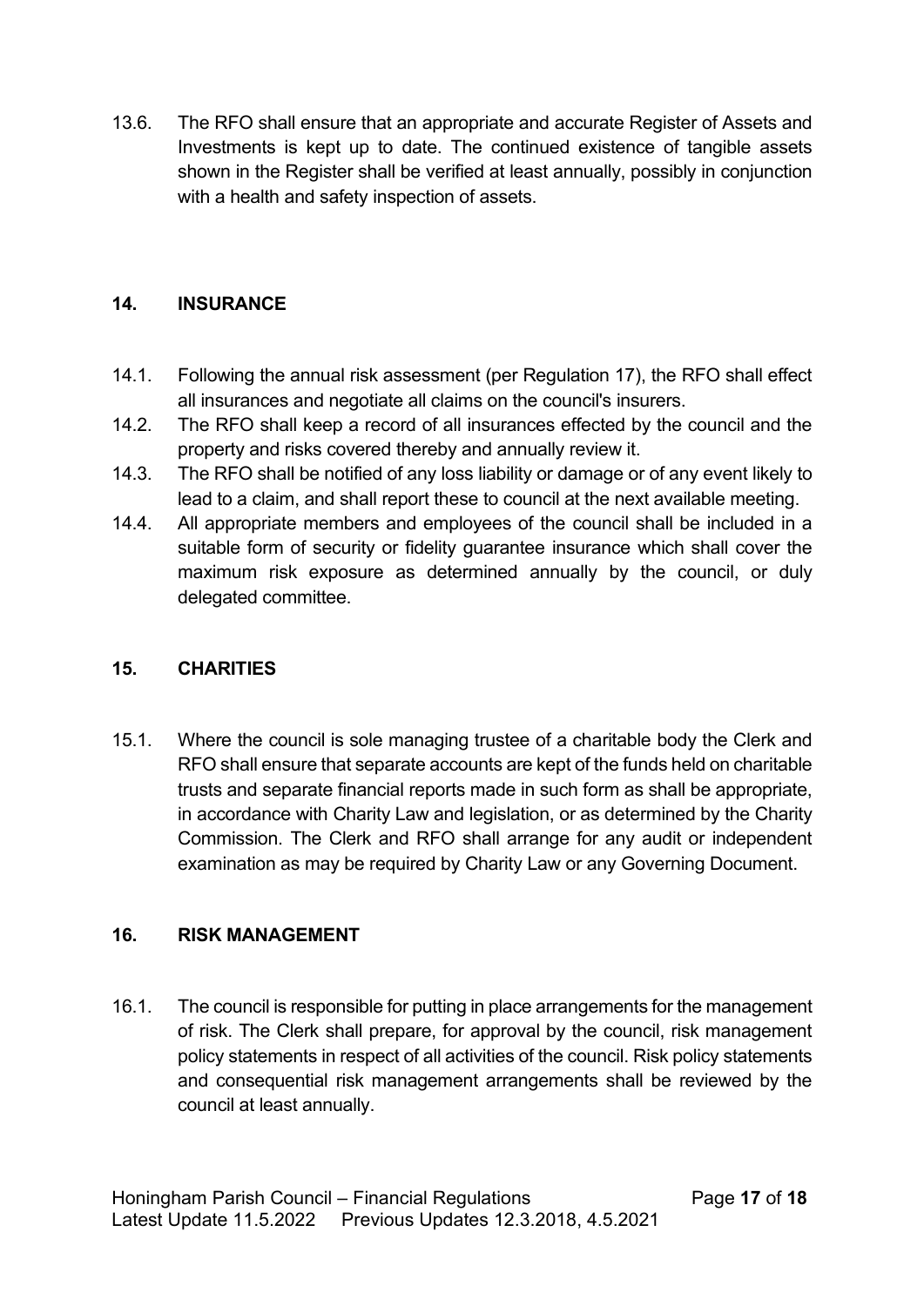13.6. The RFO shall ensure that an appropriate and accurate Register of Assets and Investments is kept up to date. The continued existence of tangible assets shown in the Register shall be verified at least annually, possibly in conjunction with a health and safety inspection of assets.

## 14. INSURANCE

14.1. Following the annual risk assessment (per Regulation 17), the RFO shall effect all insurances and negotiate all claims on the council's insurers.

14.2. The RFO shall keep a record of all insurances effected by the council and the property and risks covered thereby and annually review it.

14.3. The RFO shall be notified of any loss liability or damage or of any event likely to lead to a claim, and shall report these to council at the next available meeting.

14.4. All appropriate members and employees of the council shall be included in a suitable form of security or fidelity guarantee insurance which shall cover the maximum risk exposure as determined annually by the council, or duly delegated committee.

## 15. CHARITIES

15.1. Where the council is sole managing trustee of a charitable body the Clerk and RFO shall ensure that separate accounts are kept of the funds held on charitable trusts and separate financial reports made in such form as shall be appropriate, in accordance with Charity Law and legislation, or as determined by the Charity Commission. The Clerk and RFO shall arrange for any audit or independent examination as may be required by Charity Law or any Governing Document.

## 16. RISK MANAGEMENT

16.1. The council is responsible for putting in place arrangements for the management of risk. The Clerk shall prepare, for approval by the council, risk management policy statements in respect of all activities of the council. Risk policy statements and consequential risk management arrangements shall be reviewed by the council at least annually.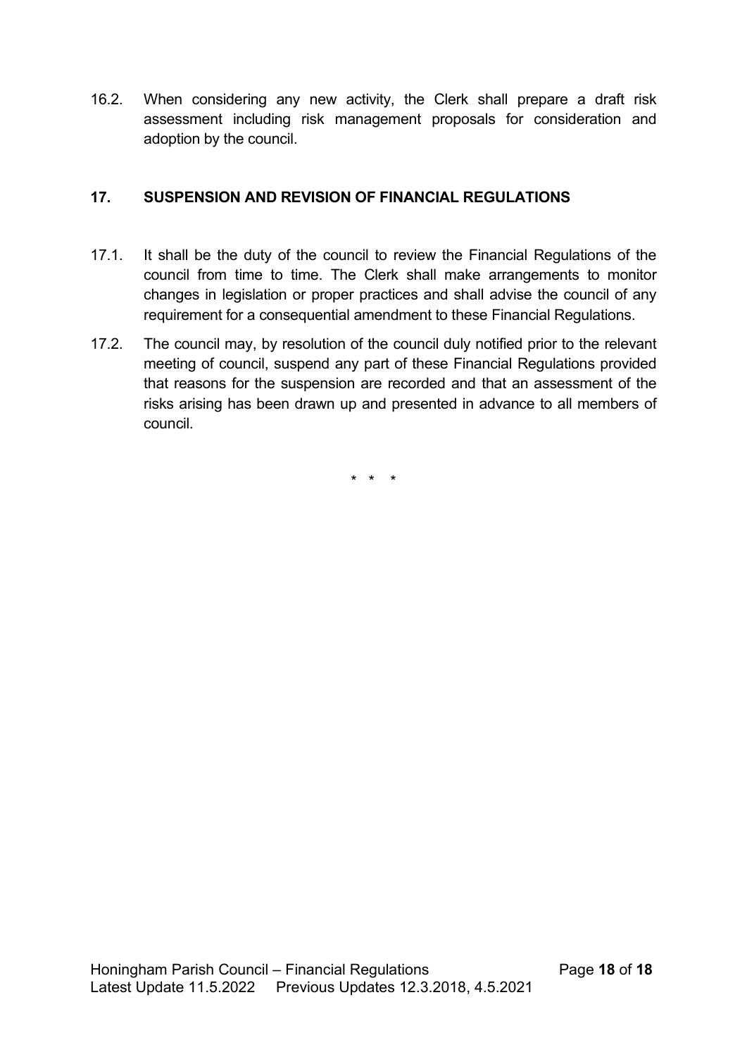16.2. When considering any new activity, the Clerk shall prepare a draft risk assessment including risk management proposals for consideration and adoption by the council.

## 17. SUSPENSION AND REVISION OF FINANCIAL REGULATIONS

17.1. It shall be the duty of the council to review the Financial Regulations of the council from time to time. The Clerk shall make arrangements to monitor changes in legislation or proper practices and shall advise the council of any requirement for a consequential amendment to these Financial Regulations.

17.2. The council may, by resolution of the council duly notified prior to the relevant meeting of council, suspend any part of these Financial Regulations provided that reasons for the suspension are recorded and that an assessment of the risks arising has been drawn up and presented in advance to all members of council.

\* \* \*